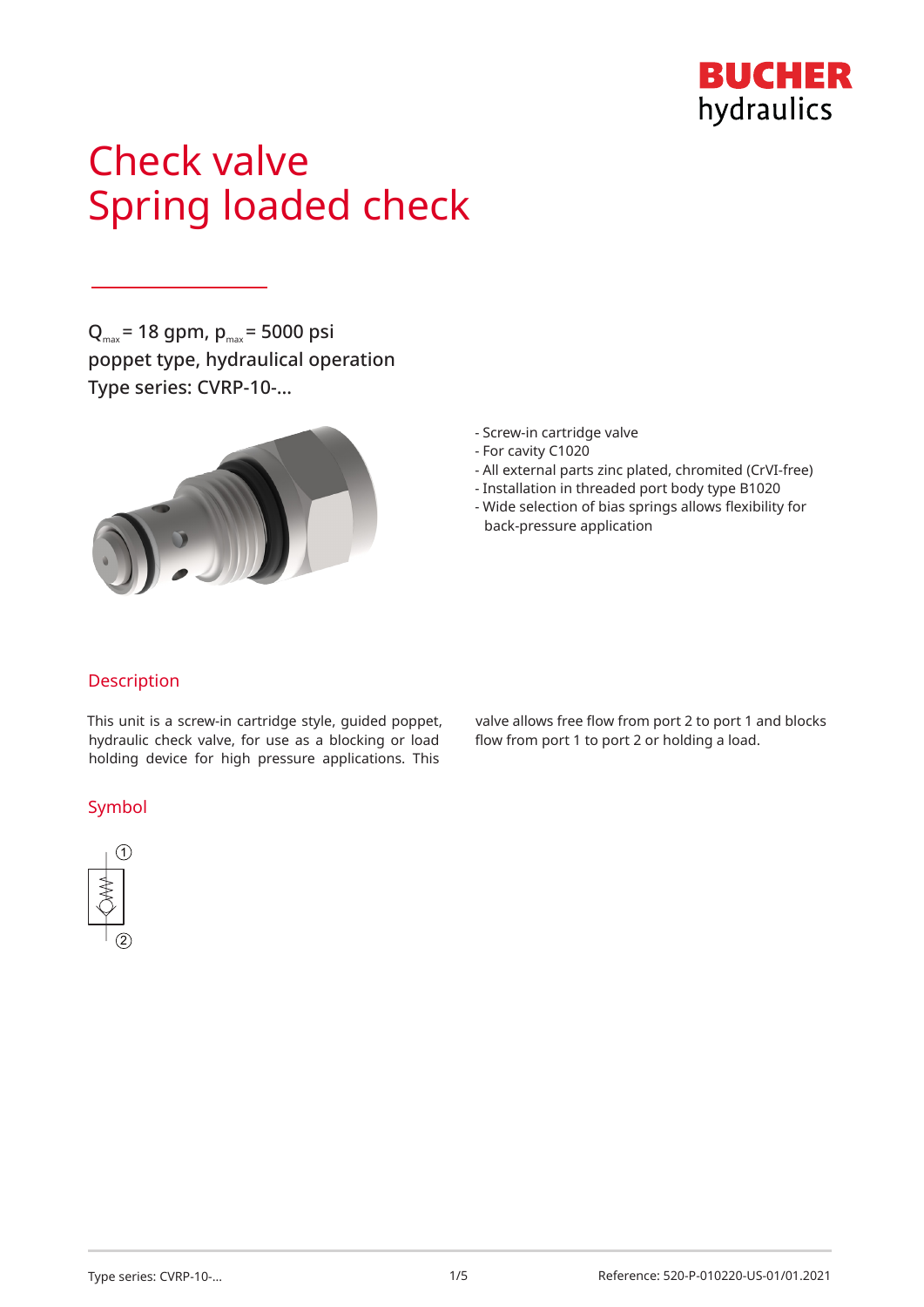# Check valve
# Spring loaded check

$Q_{max}$ = 18 gpm, $p_{max}$ = 5000 psi
poppet type, hydraulical operation
Type series: CVRP-10-...

- Screw-in cartridge valve
- For cavity C1020
- All external parts zinc plated, chromited (CrVI-free)
- Installation in threaded port body type B1020
- Wide selection of bias springs allows flexibility for back-pressure application

## Description

This unit is a screw-in cartridge style, guided poppet, hydraulic check valve, for use as a blocking or load holding device for high pressure applications. This valve allows free flow from port 2 to port 1 and blocks flow from port 1 to port 2 or holding a load.

## Symbol

①

②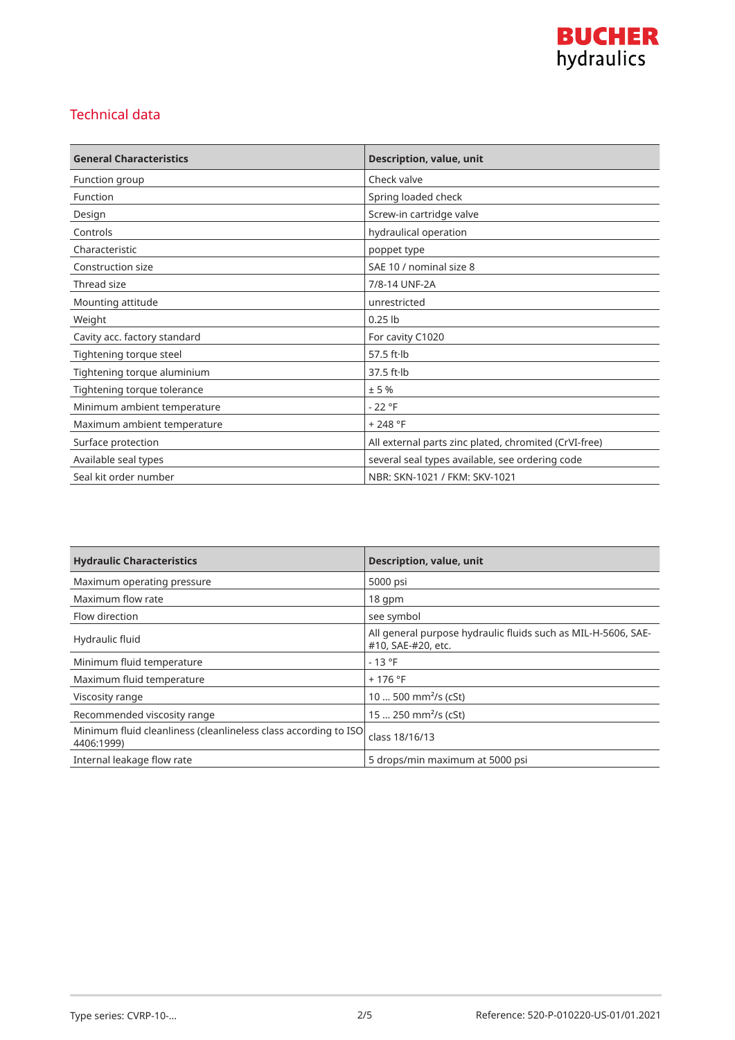## Technical data

| General Characteristics | Description, value, unit |
| --- | --- |
| Function group | Check valve |
| Function | Spring loaded check |
| Design | Screw-in cartridge valve |
| Controls | hydraulical operation |
| Characteristic | poppet type |
| Construction size | SAE 10 / nominal size 8 |
| Thread size | 7/8-14 UNF-2A |
| Mounting attitude | unrestricted |
| Weight | 0.25 lb |
| Cavity acc. factory standard | For cavity C1020 |
| Tightening torque steel | 57.5 ft·lb |
| Tightening torque aluminium | 37.5 ft·lb |
| Tightening torque tolerance | ± 5 % |
| Minimum ambient temperature | - 22 °F |
| Maximum ambient temperature | + 248 °F |
| Surface protection | All external parts zinc plated, chromited (CrVI-free) |
| Available seal types | several seal types available, see ordering code |
| Seal kit order number | NBR: SKN-1021 / FKM: SKV-1021 |

| Hydraulic Characteristics | Description, value, unit |
| --- | --- |
| Maximum operating pressure | 5000 psi |
| Maximum flow rate | 18 gpm |
| Flow direction | see symbol |
| Hydraulic fluid | All general purpose hydraulic fluids such as MIL-H-5606, SAE-#10, SAE-#20, etc. |
| Minimum fluid temperature | - 13 °F |
| Maximum fluid temperature | + 176 °F |
| Viscosity range | 10 ... 500 $mm^2/s$ (cSt) |
| Recommended viscosity range | 15 ... 250 $mm^2/s$ (cSt) |
| Minimum fluid cleanliness (cleanlineless class according to ISO 4406:1999) | class 18/16/13 |
| Internal leakage flow rate | 5 drops/min maximum at 5000 psi |

Type series: CVRP-10-...

Reference: 520-P-010220-US-01/01.2021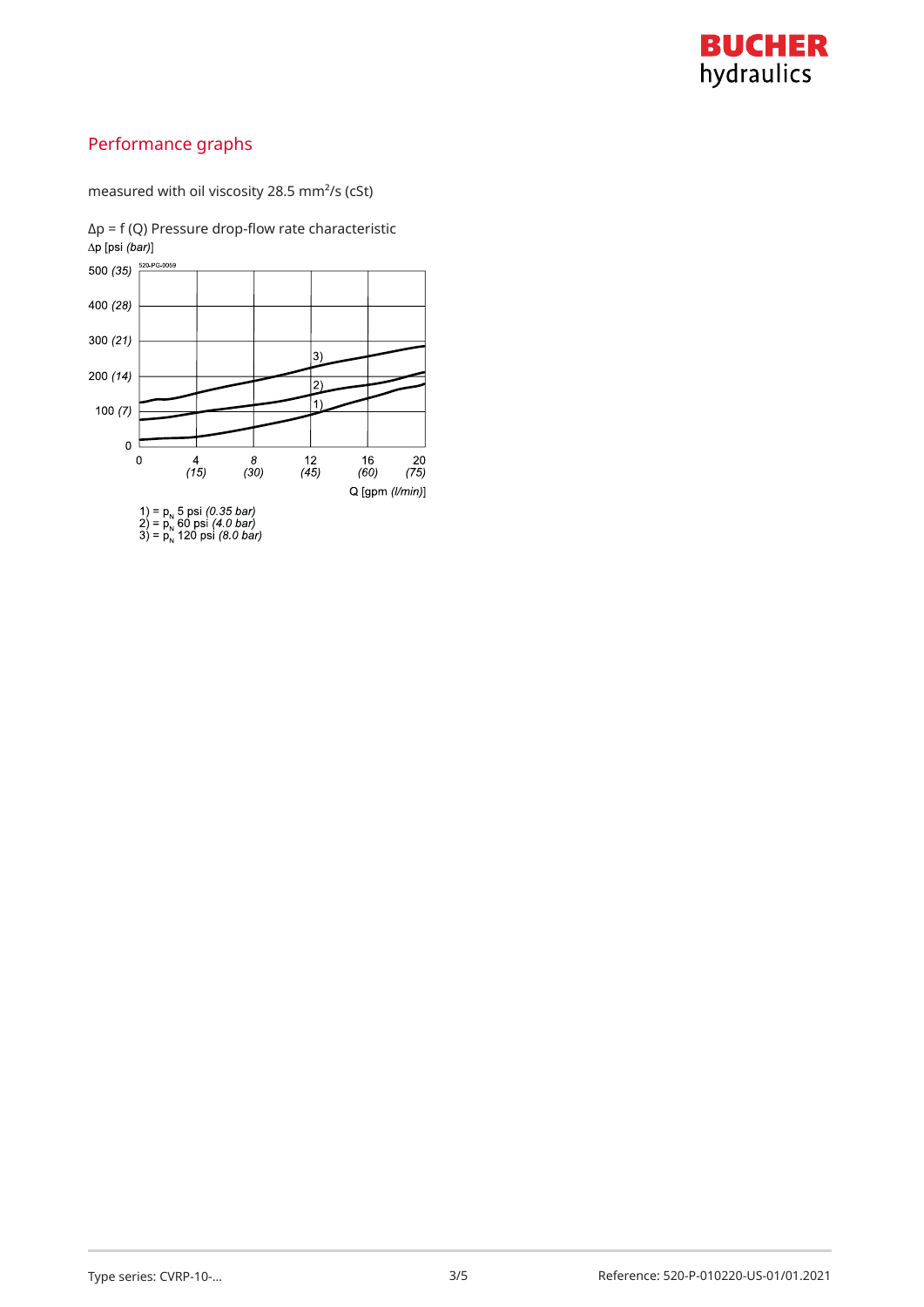## Performance graphs

measured with oil viscosity 28.5 mm²/s (cSt)

Δp = f (Q) Pressure drop-flow rate characteristic

Δp [psi *(bar)*]

Q [gpm *(l/min)*]

1) = $p_N$ 5 psi *(0.35 bar)*
2) = $p_N$ 60 psi *(4.0 bar)*
3) = $p_N$ 120 psi *(8.0 bar)*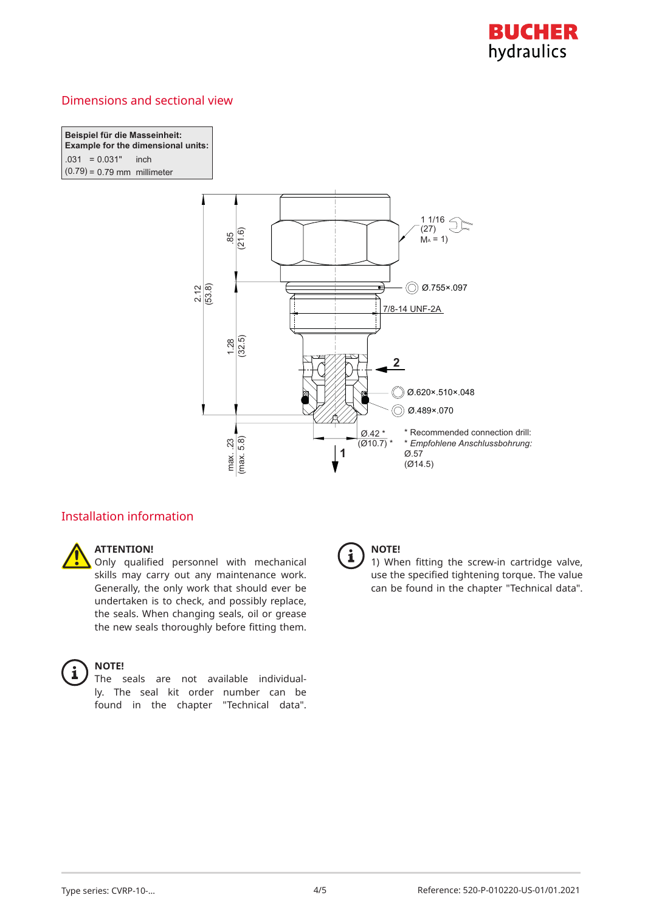## Dimensions and sectional view

| **Beispiel für die Masseinheit:** **Example for the dimensional units:** | |
|---|---|
| .031 = 0.031" | inch |
| (0.79) = 0.79 mm | millimeter |

1 1/16 (27) $M_A$ = 1)

Ø.755×.097

7/8-14 UNF-2A

Ø.620×.510×.048

Ø.489×.070

.85 (21.6)

2.12 (53.8)

1.28 (32.5)

max. .23 (max. 5.8)

Ø.42 * (Ø10.7) *

\* Recommended connection drill:
\* *Empfohlene Anschlussbohrung:*
Ø.57
(Ø14.5)

## Installation information

**ATTENTION!**
Only qualified personnel with mechanical skills may carry out any maintenance work. Generally, the only work that should ever be undertaken is to check, and possibly replace, the seals. When changing seals, oil or grease the new seals thoroughly before fitting them.

**NOTE!**
The seals are not available individually. The seal kit order number can be found in the chapter "Technical data".

**NOTE!**
1) When fitting the screw-in cartridge valve, use the specified tightening torque. The value can be found in the chapter "Technical data".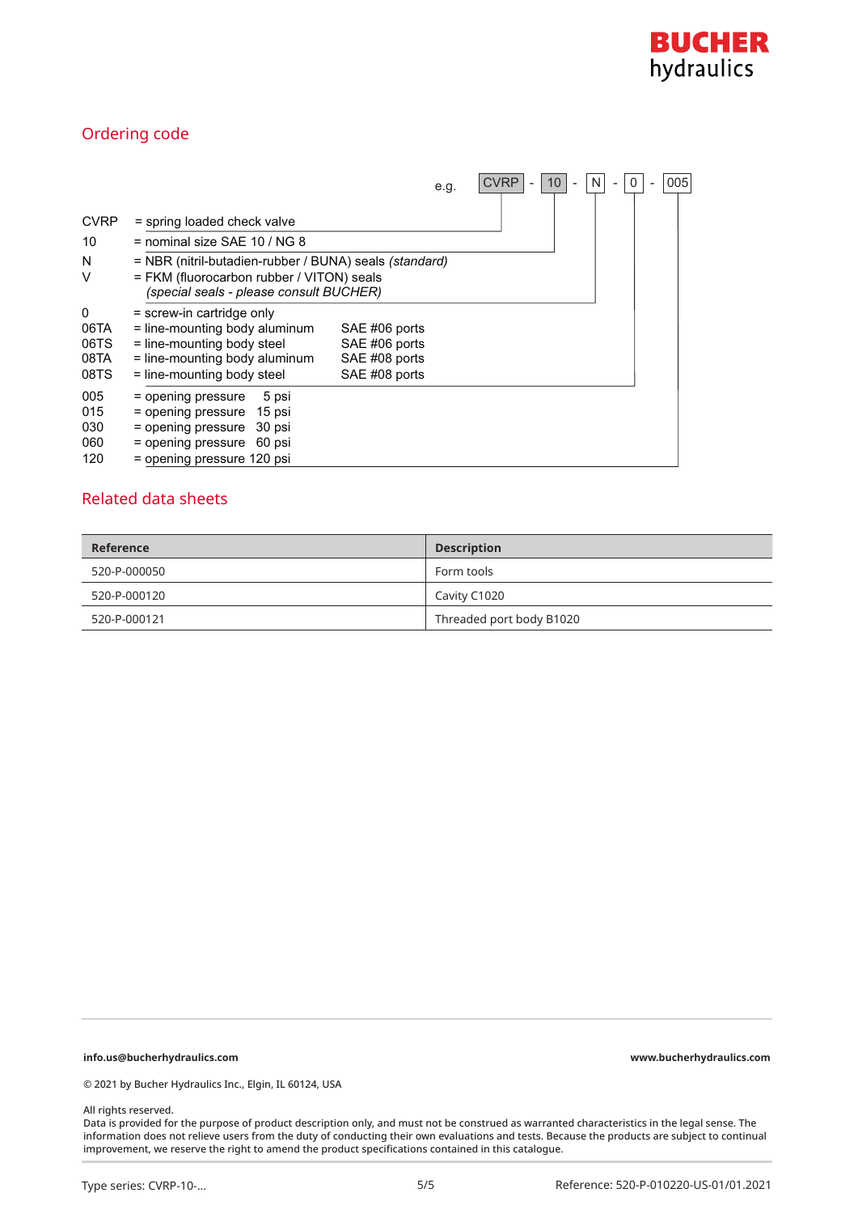## Ordering code

e.g. CVRP - 10 - N - 0 - 005

| | | |
|---|---|---|
| CVRP | = spring loaded check valve | |
| 10 | = nominal size SAE 10 / NG 8 | |
| N | = NBR (nitril-butadien-rubber / BUNA) seals *(standard)* | |
| V | = FKM (fluorocarbon rubber / VITON) seals *(special seals - please consult BUCHER)* | |
| 0 | = screw-in cartridge only | |
| 06TA | = line-mounting body aluminum | SAE #06 ports |
| 06TS | = line-mounting body steel | SAE #06 ports |
| 08TA | = line-mounting body aluminum | SAE #08 ports |
| 08TS | = line-mounting body steel | SAE #08 ports |
| 005 | = opening pressure 5 psi | |
| 015 | = opening pressure 15 psi | |
| 030 | = opening pressure 30 psi | |
| 060 | = opening pressure 60 psi | |
| 120 | = opening pressure 120 psi | |

## Related data sheets

| Reference | Description |
|---|---|
| 520-P-000050 | Form tools |
| 520-P-000120 | Cavity C1020 |
| 520-P-000121 | Threaded port body B1020 |

**info.us@bucherhydraulics.com**

**www.bucherhydraulics.com**

© 2021 by Bucher Hydraulics Inc., Elgin, IL 60124, USA

All rights reserved.
Data is provided for the purpose of product description only, and must not be construed as warranted characteristics in the legal sense. The information does not relieve users from the duty of conducting their own evaluations and tests. Because the products are subject to continual improvement, we reserve the right to amend the product specifications contained in this catalogue.